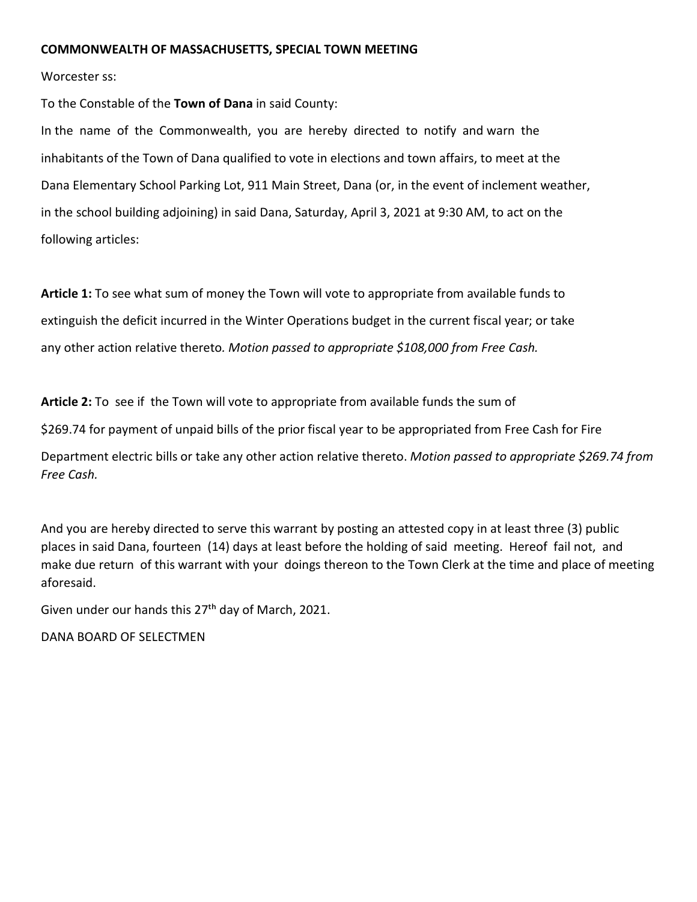**COMMONWEALTH OF MASSACHUSETTS, SPECIAL TOWN MEETING**

Worcester ss:

To the Constable of the **Town of Dana** in said County:

In the name of the Commonwealth, you are hereby directed to notify and warn the inhabitants of the Town of Dana qualified to vote in elections and town affairs, to meet at the Dana Elementary School Parking Lot, 911 Main Street, Dana (or, in the event of inclement weather, in the school building adjoining) in said Dana, Saturday, April 3, 2021 at 9:30 AM, to act on the following articles:

**Article 1:** To see what sum of money the Town will vote to appropriate from available funds to extinguish the deficit incurred in the Winter Operations budget in the current fiscal year; or take any other action relative thereto. *Motion passed to appropriate $108,000 from Free Cash.*

**Article 2:** To see if the Town will vote to appropriate from available funds the sum of $269.74 for payment of unpaid bills of the prior fiscal year to be appropriated from Free Cash for Fire Department electric bills or take any other action relative thereto. *Motion passed to appropriate $269.74 from Free Cash.*

And you are hereby directed to serve this warrant by posting an attested copy in at least three (3) public places in said Dana, fourteen (14) days at least before the holding of said meeting. Hereof fail not, and make due return of this warrant with your doings thereon to the Town Clerk at the time and place of meeting aforesaid.

Given under our hands this 27th day of March, 2021.

DANA BOARD OF SELECTMEN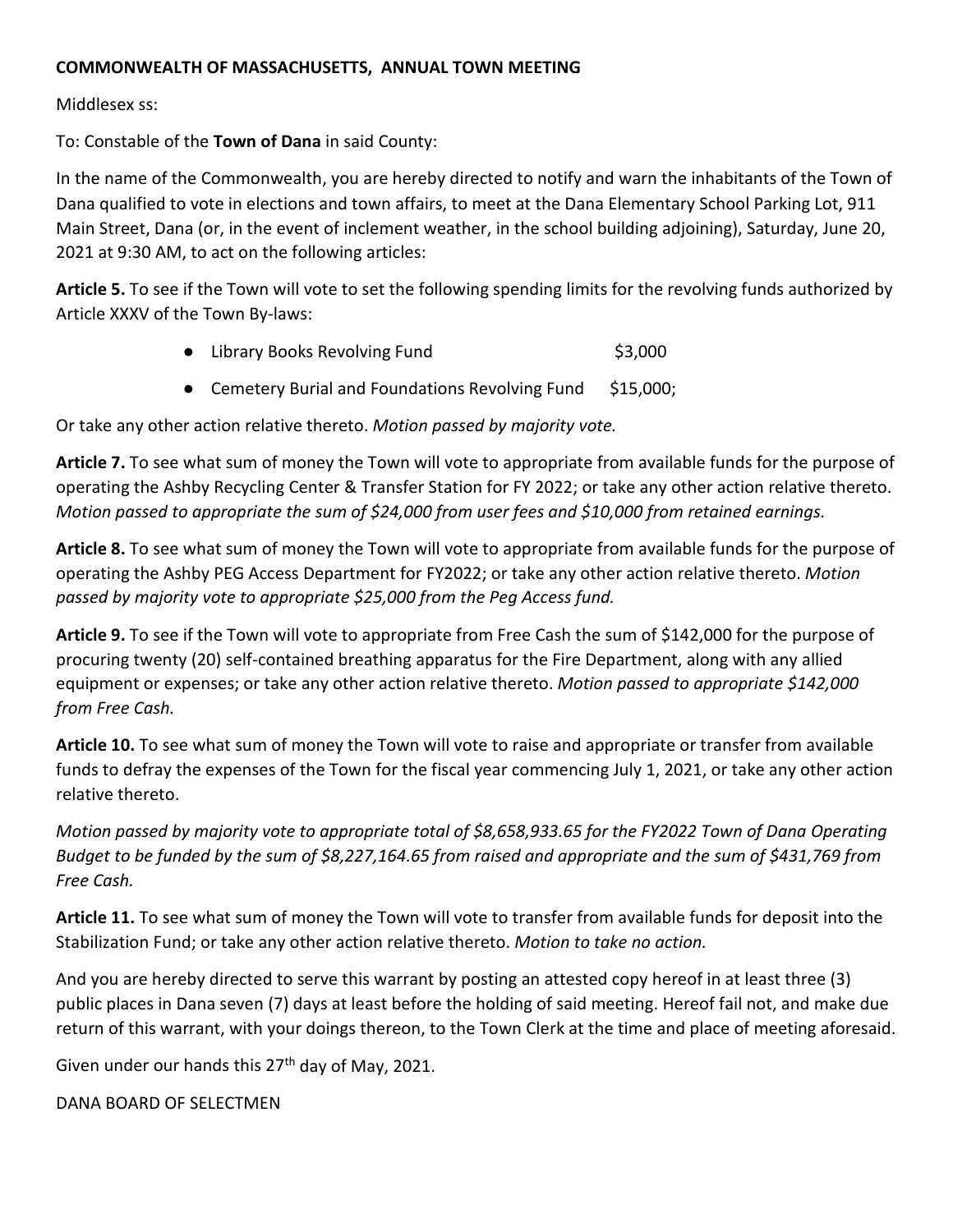**COMMONWEALTH OF MASSACHUSETTS, ANNUAL TOWN MEETING**

Middlesex ss:

To: Constable of the **Town of Dana** in said County:

In the name of the Commonwealth, you are hereby directed to notify and warn the inhabitants of the Town of Dana qualified to vote in elections and town affairs, to meet at the Dana Elementary School Parking Lot, 911 Main Street, Dana (or, in the event of inclement weather, in the school building adjoining), Saturday, June 20, 2021 at 9:30 AM, to act on the following articles:

**Article 5.** To see if the Town will vote to set the following spending limits for the revolving funds authorized by Article XXXV of the Town By-laws:

- Library Books Revolving Fund $3,000
- Cemetery Burial and Foundations Revolving Fund $15,000;

Or take any other action relative thereto. *Motion passed by majority vote.*

**Article 7.** To see what sum of money the Town will vote to appropriate from available funds for the purpose of operating the Ashby Recycling Center & Transfer Station for FY 2022; or take any other action relative thereto. *Motion passed to appropriate the sum of $24,000 from user fees and $10,000 from retained earnings.*

**Article 8.** To see what sum of money the Town will vote to appropriate from available funds for the purpose of operating the Ashby PEG Access Department for FY2022; or take any other action relative thereto. *Motion passed by majority vote to appropriate $25,000 from the Peg Access fund.*

**Article 9.** To see if the Town will vote to appropriate from Free Cash the sum of $142,000 for the purpose of procuring twenty (20) self-contained breathing apparatus for the Fire Department, along with any allied equipment or expenses; or take any other action relative thereto. *Motion passed to appropriate $142,000 from Free Cash.*

**Article 10.** To see what sum of money the Town will vote to raise and appropriate or transfer from available funds to defray the expenses of the Town for the fiscal year commencing July 1, 2021, or take any other action relative thereto.

*Motion passed by majority vote to appropriate total of $8,658,933.65 for the FY2022 Town of Dana Operating Budget to be funded by the sum of $8,227,164.65 from raised and appropriate and the sum of $431,769 from Free Cash.*

**Article 11.** To see what sum of money the Town will vote to transfer from available funds for deposit into the Stabilization Fund; or take any other action relative thereto. *Motion to take no action.*

And you are hereby directed to serve this warrant by posting an attested copy hereof in at least three (3) public places in Dana seven (7) days at least before the holding of said meeting. Hereof fail not, and make due return of this warrant, with your doings thereon, to the Town Clerk at the time and place of meeting aforesaid.

Given under our hands this 27th day of May, 2021.

DANA BOARD OF SELECTMEN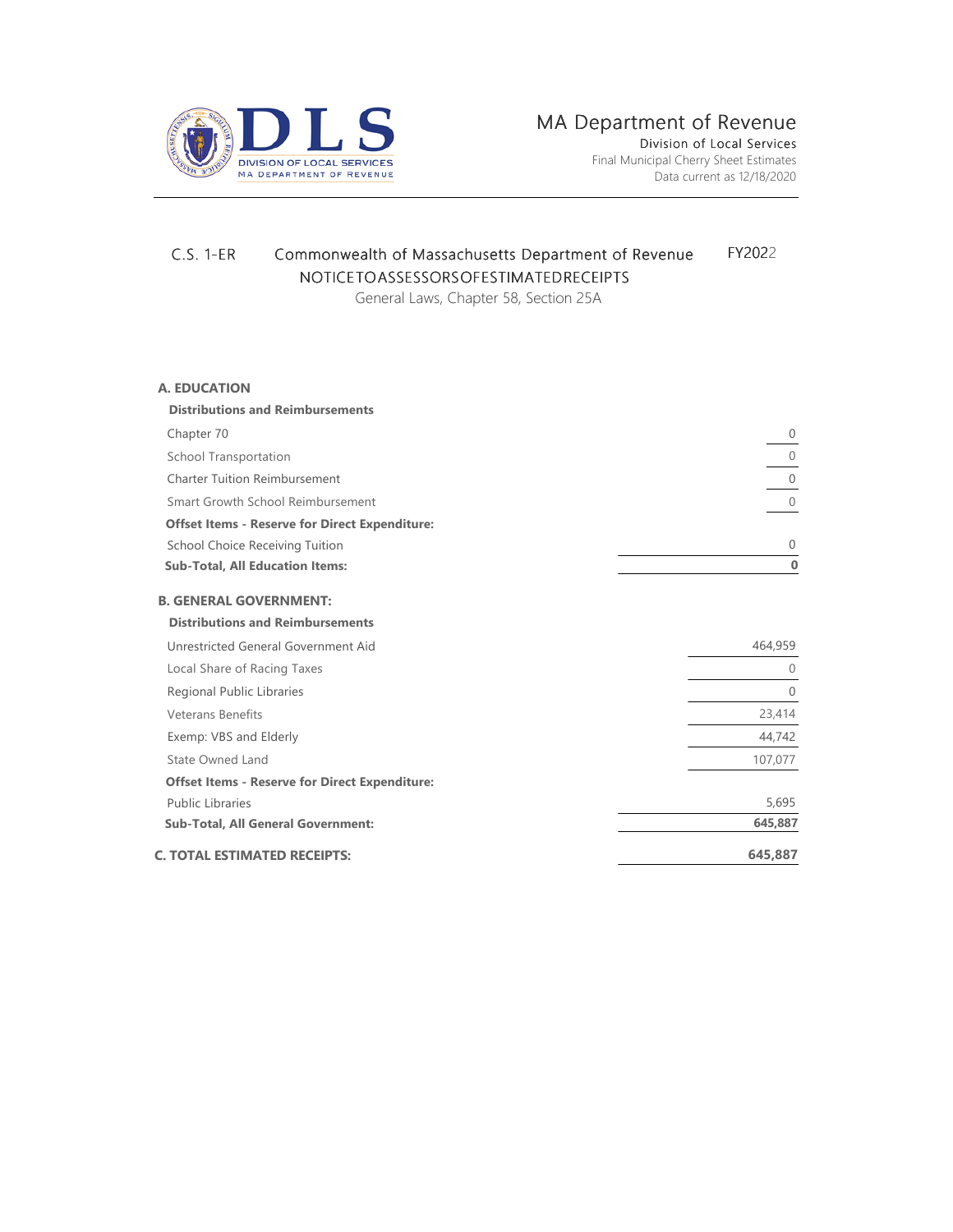MA Department of Revenue

Division of Local Services

Final Municipal Cherry Sheet Estimates

Data current as 12/18/2020

C.S. 1-ER

# Commonwealth of Massachusetts Department of Revenue

FY2022

## NOTICE TO ASSESSORS OF ESTIMATED RECEIPTS

General Laws, Chapter 58, Section 25A

| | |
|---|---|
| **A. EDUCATION** | |
| **Distributions and Reimbursements** | |
| Chapter 70 | 0 |
| School Transportation | 0 |
| Charter Tuition Reimbursement | 0 |
| Smart Growth School Reimbursement | 0 |
| **Offset Items - Reserve for Direct Expenditure:** | |
| School Choice Receiving Tuition | 0 |
| **Sub-Total, All Education Items:** | **0** |
| **B. GENERAL GOVERNMENT:** | |
| **Distributions and Reimbursements** | |
| Unrestricted General Government Aid | 464,959 |
| Local Share of Racing Taxes | 0 |
| Regional Public Libraries | 0 |
| Veterans Benefits | 23,414 |
| Exemp: VBS and Elderly | 44,742 |
| State Owned Land | 107,077 |
| **Offset Items - Reserve for Direct Expenditure:** | |
| Public Libraries | 5,695 |
| **Sub-Total, All General Government:** | **645,887** |
| **C. TOTAL ESTIMATED RECEIPTS:** | **645,887** |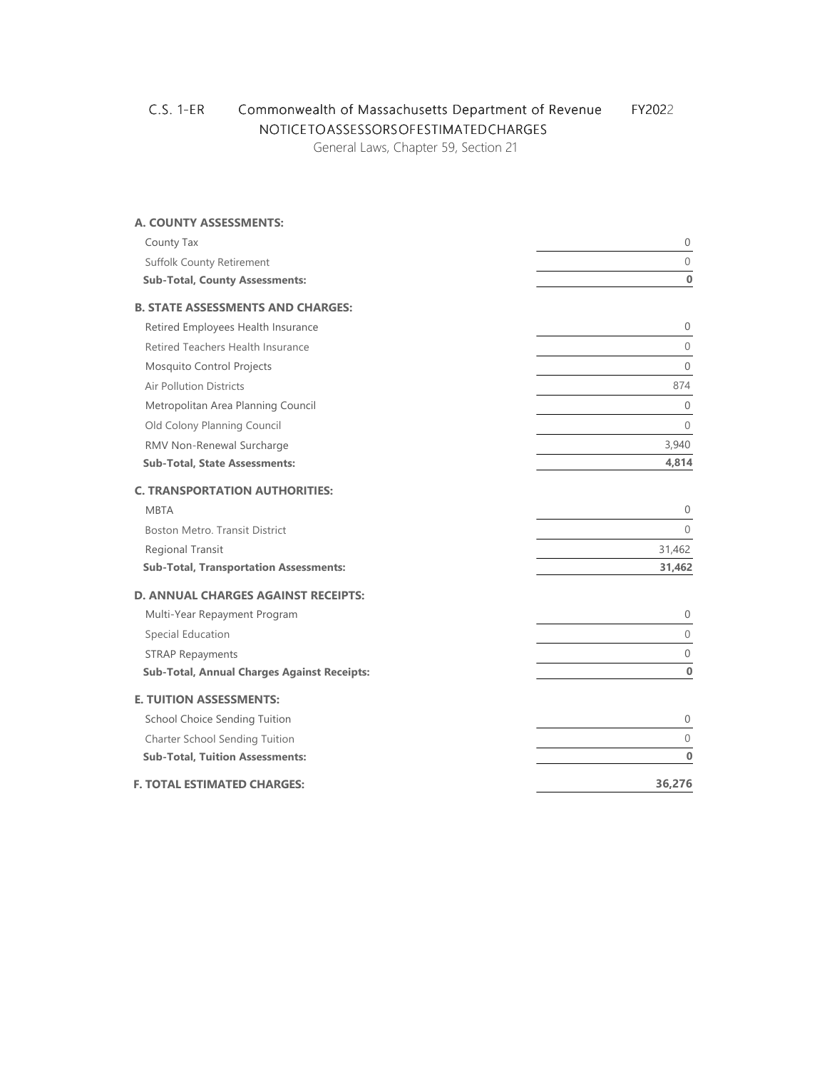C.S. 1-ER Commonwealth of Massachusetts Department of Revenue FY2022

NOTICE TO ASSESSORS OF ESTIMATED CHARGES

General Laws, Chapter 59, Section 21

| | |
|---|---|
| **A. COUNTY ASSESSMENTS:** | |
| County Tax | 0 |
| Suffolk County Retirement | 0 |
| **Sub-Total, County Assessments:** | **0** |
| **B. STATE ASSESSMENTS AND CHARGES:** | |
| Retired Employees Health Insurance | 0 |
| Retired Teachers Health Insurance | 0 |
| Mosquito Control Projects | 0 |
| Air Pollution Districts | 874 |
| Metropolitan Area Planning Council | 0 |
| Old Colony Planning Council | 0 |
| RMV Non-Renewal Surcharge | 3,940 |
| **Sub-Total, State Assessments:** | **4,814** |
| **C. TRANSPORTATION AUTHORITIES:** | |
| MBTA | 0 |
| Boston Metro. Transit District | 0 |
| Regional Transit | 31,462 |
| **Sub-Total, Transportation Assessments:** | **31,462** |
| **D. ANNUAL CHARGES AGAINST RECEIPTS:** | |
| Multi-Year Repayment Program | 0 |
| Special Education | 0 |
| STRAP Repayments | 0 |
| **Sub-Total, Annual Charges Against Receipts:** | **0** |
| **E. TUITION ASSESSMENTS:** | |
| School Choice Sending Tuition | 0 |
| Charter School Sending Tuition | 0 |
| **Sub-Total, Tuition Assessments:** | **0** |
| **F. TOTAL ESTIMATED CHARGES:** | **36,276** |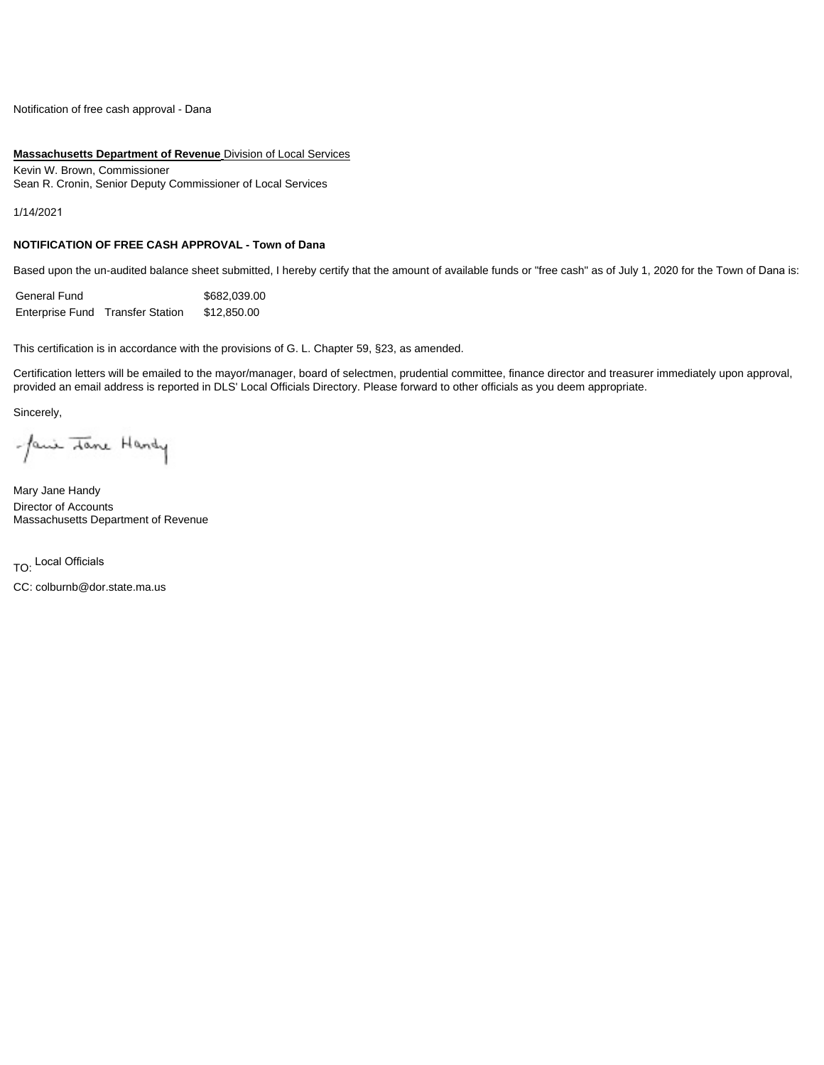Notification of free cash approval - Dana

**Massachusetts Department of Revenue** Division of Local Services

Kevin W. Brown, Commissioner
Sean R. Cronin, Senior Deputy Commissioner of Local Services

1/14/2021

**NOTIFICATION OF FREE CASH APPROVAL - Town of Dana**

Based upon the un-audited balance sheet submitted, I hereby certify that the amount of available funds or "free cash" as of July 1, 2020 for the Town of Dana is:

| | | |
|---|---|---|
| General Fund | | $682,039.00 |
| Enterprise Fund | Transfer Station | $12,850.00 |

This certification is in accordance with the provisions of G. L. Chapter 59, §23, as amended.

Certification letters will be emailed to the mayor/manager, board of selectmen, prudential committee, finance director and treasurer immediately upon approval, provided an email address is reported in DLS' Local Officials Directory. Please forward to other officials as you deem appropriate.

Sincerely,

Mary Jane Handy

Mary Jane Handy
Director of Accounts
Massachusetts Department of Revenue

TO: Local Officials

CC: colburnb@dor.state.ma.us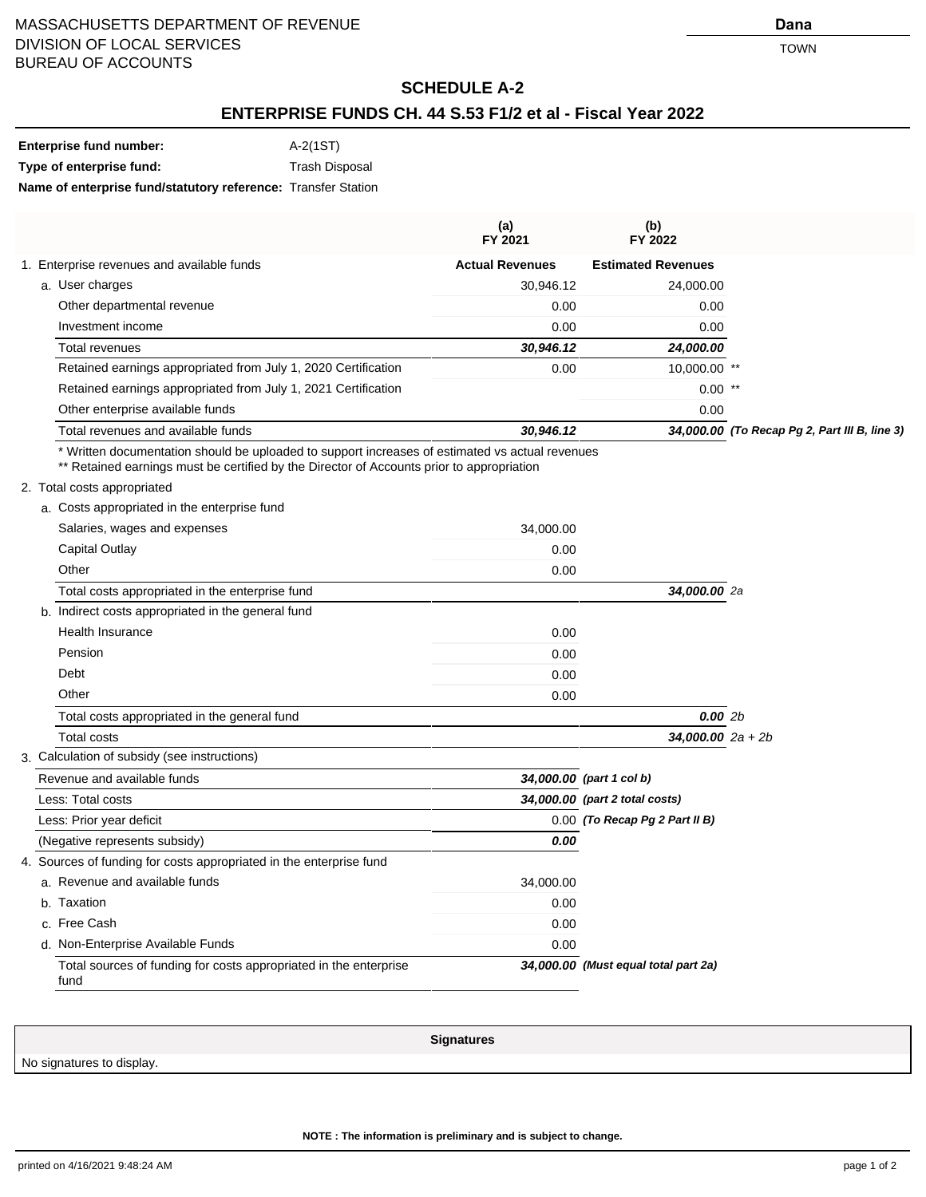MASSACHUSETTS DEPARTMENT OF REVENUE
DIVISION OF LOCAL SERVICES
BUREAU OF ACCOUNTS

**Dana**
TOWN

## SCHEDULE A-2

## ENTERPRISE FUNDS CH. 44 S.53 F1/2 et al - Fiscal Year 2022

**Enterprise fund number:** A-2(1ST)
**Type of enterprise fund:** Trash Disposal
**Name of enterprise fund/statutory reference:** Transfer Station

| | (a) FY 2021 | (b) FY 2022 | |
|---|---|---|---|
| 1. Enterprise revenues and available funds | **Actual Revenues** | **Estimated Revenues** | |
| a. User charges | 30,946.12 | 24,000.00 | |
| Other departmental revenue | 0.00 | 0.00 | |
| Investment income | 0.00 | 0.00 | |
| Total revenues | ***30,946.12*** | ***24,000.00*** | |
| Retained earnings appropriated from July 1, 2020 Certification | 0.00 | 10,000.00 | ** |
| Retained earnings appropriated from July 1, 2021 Certification | | 0.00 | ** |
| Other enterprise available funds | | 0.00 | |
| Total revenues and available funds | ***30,946.12*** | ***34,000.00*** | ***(To Recap Pg 2, Part III B, line 3)*** |

\* Written documentation should be uploaded to support increases of estimated vs actual revenues
** Retained earnings must be certified by the Director of Accounts prior to appropriation

| | | | |
|---|---|---|---|
| 2. Total costs appropriated | | | |
| a. Costs appropriated in the enterprise fund | | | |
| Salaries, wages and expenses | 34,000.00 | | |
| Capital Outlay | 0.00 | | |
| Other | 0.00 | | |
| Total costs appropriated in the enterprise fund | | ***34,000.00*** | *2a* |
| b. Indirect costs appropriated in the general fund | | | |
| Health Insurance | 0.00 | | |
| Pension | 0.00 | | |
| Debt | 0.00 | | |
| Other | 0.00 | | |
| Total costs appropriated in the general fund | | ***0.00*** | *2b* |
| Total costs | | ***34,000.00*** | *2a + 2b* |

| 3. Calculation of subsidy (see instructions) | | |
|---|---|---|
| Revenue and available funds | ***34,000.00*** | ***(part 1 col b)*** |
| Less: Total costs | ***34,000.00*** | ***(part 2 total costs)*** |
| Less: Prior year deficit | 0.00 | ***(To Recap Pg 2 Part II B)*** |
| (Negative represents subsidy) | ***0.00*** | |

| 4. Sources of funding for costs appropriated in the enterprise fund | | |
|---|---|---|
| a. Revenue and available funds | 34,000.00 | |
| b. Taxation | 0.00 | |
| c. Free Cash | 0.00 | |
| d. Non-Enterprise Available Funds | 0.00 | |
| Total sources of funding for costs appropriated in the enterprise fund | ***34,000.00*** | ***(Must equal total part 2a)*** |

| Signatures |
|---|
| No signatures to display. |

**NOTE : The information is preliminary and is subject to change.**

printed on 4/16/2021 9:48:24 AM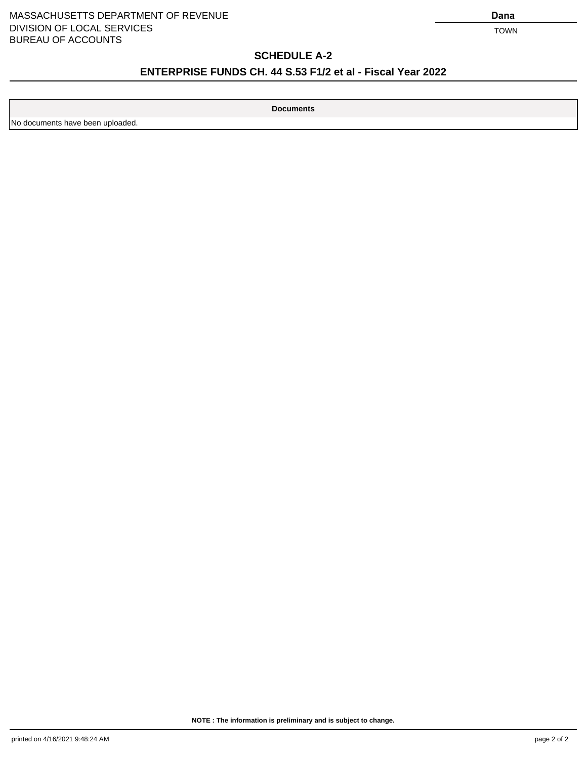MASSACHUSETTS DEPARTMENT OF REVENUE
DIVISION OF LOCAL SERVICES
BUREAU OF ACCOUNTS

**Dana**
TOWN

## SCHEDULE A-2

## ENTERPRISE FUNDS CH. 44 S.53 F1/2 et al - Fiscal Year 2022

| Documents |
| --- |
| No documents have been uploaded. |

**NOTE : The information is preliminary and is subject to change.**

printed on 4/16/2021 9:48:24 AM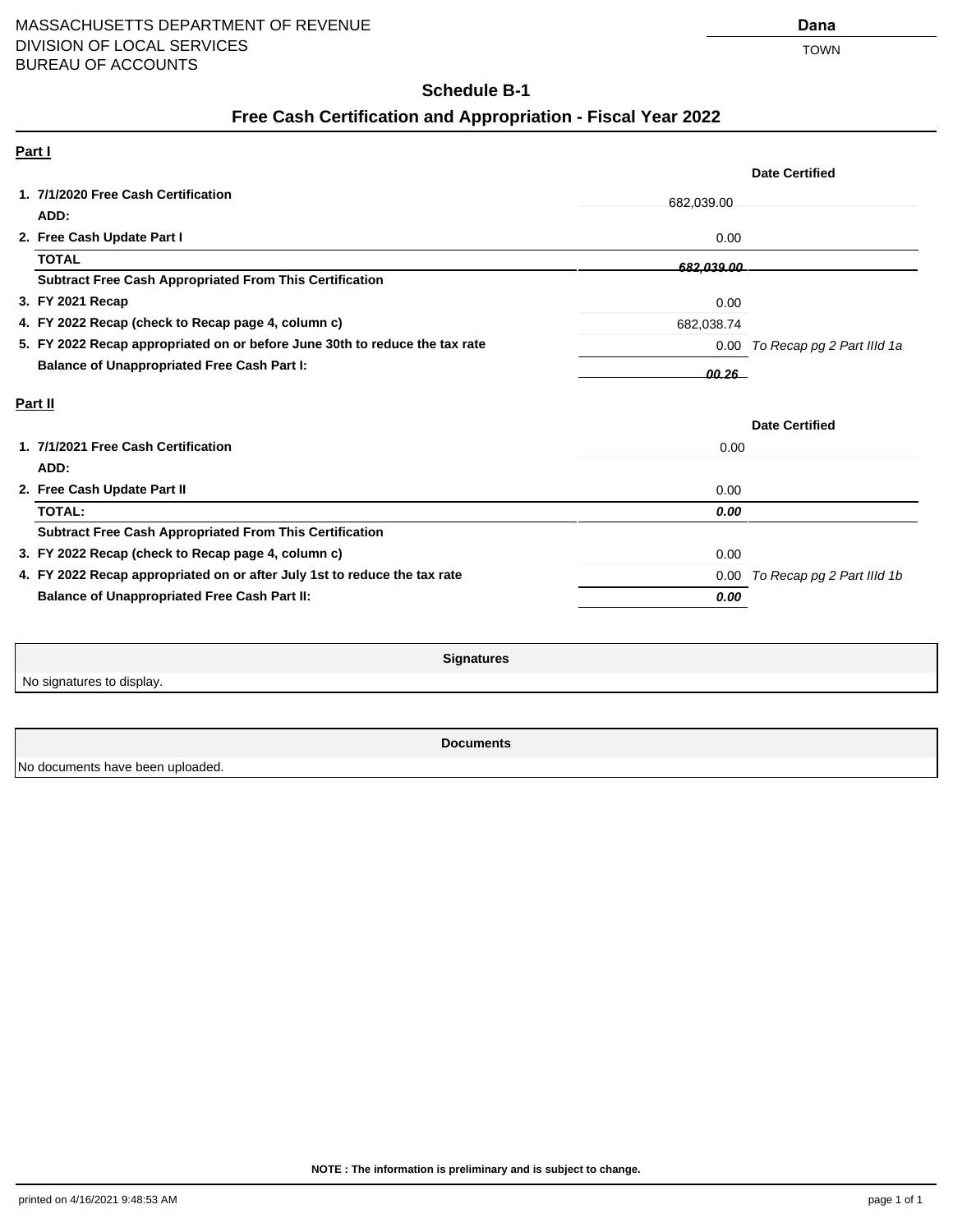MASSACHUSETTS DEPARTMENT OF REVENUE
DIVISION OF LOCAL SERVICES
BUREAU OF ACCOUNTS

**Dana**
TOWN

## Schedule B-1

## Free Cash Certification and Appropriation - Fiscal Year 2022

**Part I**

| | | Date Certified |
|---|---|---|
| **1. 7/1/2020 Free Cash Certification** | 682,039.00 | |
| **ADD:** | | |
| **2. Free Cash Update Part I** | 0.00 | |
| **TOTAL** | ***682,039.00*** | |
| **Subtract Free Cash Appropriated From This Certification** | | |
| **3. FY 2021 Recap** | 0.00 | |
| **4. FY 2022 Recap (check to Recap page 4, column c)** | 682,038.74 | |
| **5. FY 2022 Recap appropriated on or before June 30th to reduce the tax rate** | 0.00 | *To Recap pg 2 Part IIId 1a* |
| **Balance of Unappropriated Free Cash Part I:** | ***00.26*** | |

**Part II**

| | | Date Certified |
|---|---|---|
| **1. 7/1/2021 Free Cash Certification** | 0.00 | |
| **ADD:** | | |
| **2. Free Cash Update Part II** | 0.00 | |
| **TOTAL:** | ***0.00*** | |
| **Subtract Free Cash Appropriated From This Certification** | | |
| **3. FY 2022 Recap (check to Recap page 4, column c)** | 0.00 | |
| **4. FY 2022 Recap appropriated on or after July 1st to reduce the tax rate** | 0.00 | *To Recap pg 2 Part IIId 1b* |
| **Balance of Unappropriated Free Cash Part II:** | ***0.00*** | |

| **Signatures** |
|---|
| No signatures to display. |

| **Documents** |
|---|
| No documents have been uploaded. |

**NOTE : The information is preliminary and is subject to change.**

printed on 4/16/2021 9:48:53 AM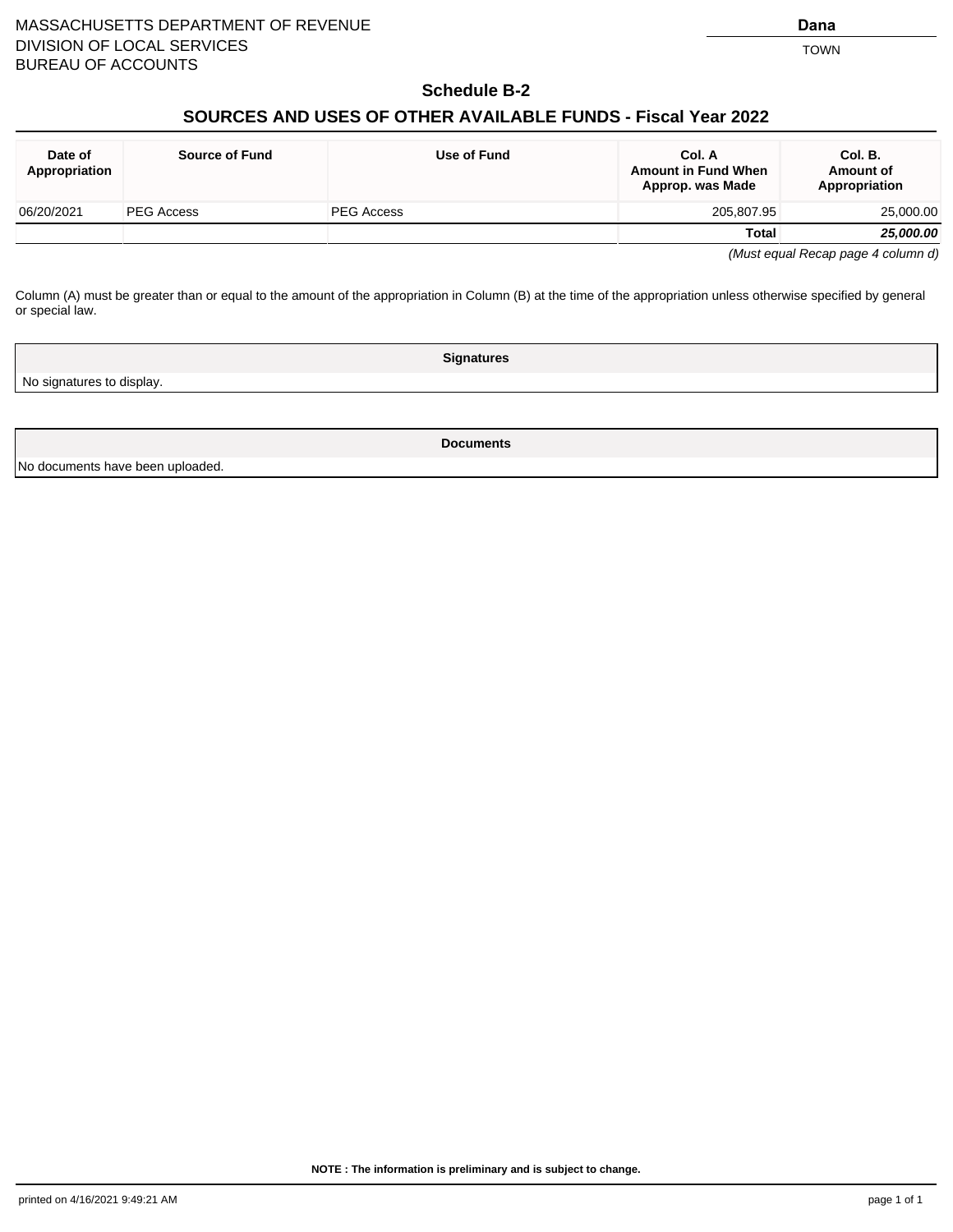MASSACHUSETTS DEPARTMENT OF REVENUE
DIVISION OF LOCAL SERVICES
BUREAU OF ACCOUNTS

**Dana**
TOWN

## Schedule B-2

## SOURCES AND USES OF OTHER AVAILABLE FUNDS - Fiscal Year 2022

| Date of Appropriation | Source of Fund | Use of Fund | Col. A Amount in Fund When Approp. was Made | Col. B. Amount of Appropriation |
|---|---|---|---|---|
| 06/20/2021 | PEG Access | PEG Access | 205,807.95 | 25,000.00 |
| | | | **Total** | ***25,000.00*** |

*(Must equal Recap page 4 column d)*

Column (A) must be greater than or equal to the amount of the appropriation in Column (B) at the time of the appropriation unless otherwise specified by general or special law.

| Signatures |
|---|
| No signatures to display. |

| Documents |
|---|
| No documents have been uploaded. |

**NOTE : The information is preliminary and is subject to change.**

printed on 4/16/2021 9:49:21 AM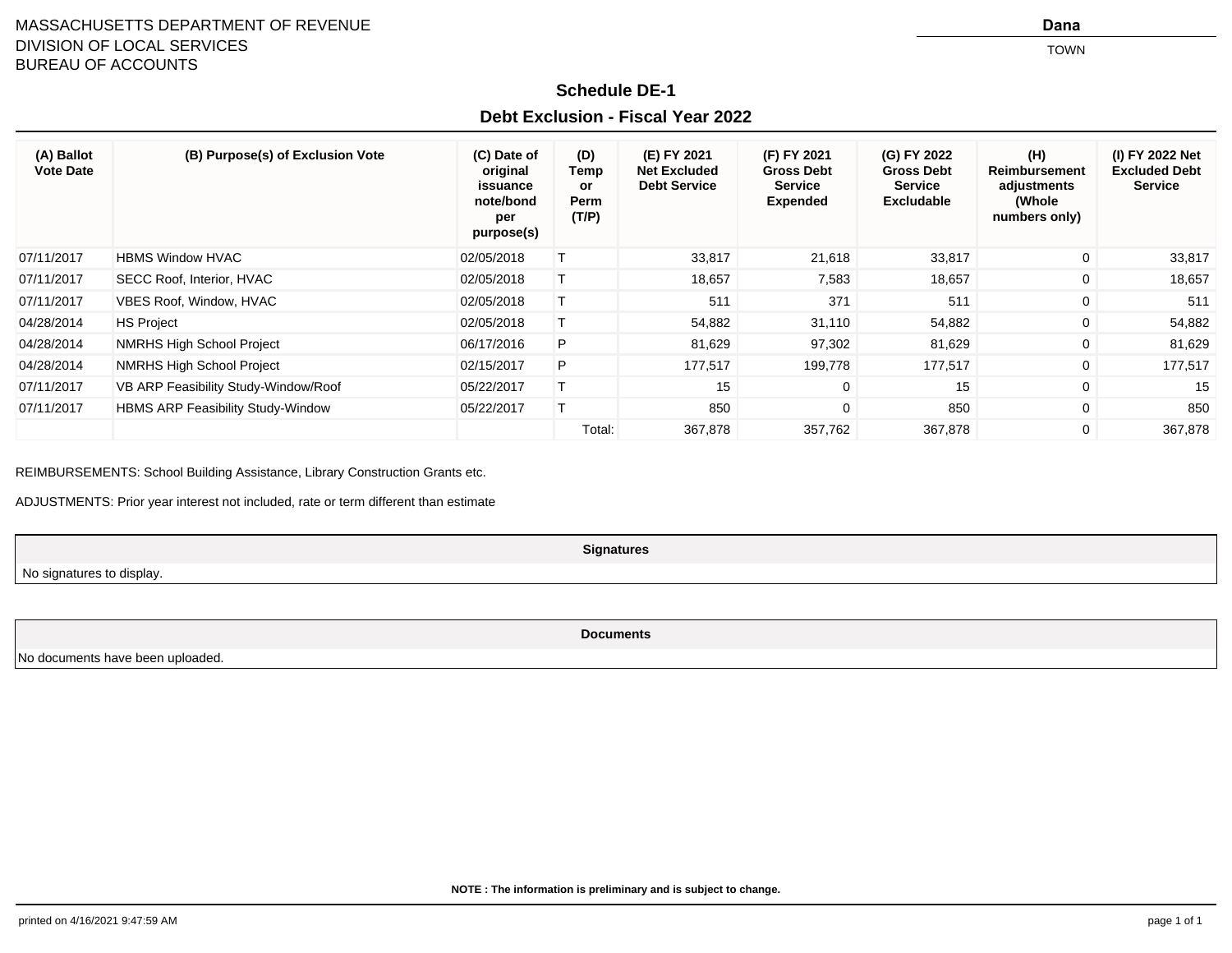MASSACHUSETTS DEPARTMENT OF REVENUE
DIVISION OF LOCAL SERVICES
BUREAU OF ACCOUNTS

**Dana**
TOWN

## Schedule DE-1

## Debt Exclusion - Fiscal Year 2022

| (A) Ballot Vote Date | (B) Purpose(s) of Exclusion Vote | (C) Date of original issuance note/bond per purpose(s) | (D) Temp or Perm (T/P) | (E) FY 2021 Net Excluded Debt Service | (F) FY 2021 Gross Debt Service Expended | (G) FY 2022 Gross Debt Service Excludable | (H) Reimbursement adjustments (Whole numbers only) | (I) FY 2022 Net Excluded Debt Service |
|---|---|---|---|---|---|---|---|---|
| 07/11/2017 | HBMS Window HVAC | 02/05/2018 | T | 33,817 | 21,618 | 33,817 | 0 | 33,817 |
| 07/11/2017 | SECC Roof, Interior, HVAC | 02/05/2018 | T | 18,657 | 7,583 | 18,657 | 0 | 18,657 |
| 07/11/2017 | VBES Roof, Window, HVAC | 02/05/2018 | T | 511 | 371 | 511 | 0 | 511 |
| 04/28/2014 | HS Project | 02/05/2018 | T | 54,882 | 31,110 | 54,882 | 0 | 54,882 |
| 04/28/2014 | NMRHS High School Project | 06/17/2016 | P | 81,629 | 97,302 | 81,629 | 0 | 81,629 |
| 04/28/2014 | NMRHS High School Project | 02/15/2017 | P | 177,517 | 199,778 | 177,517 | 0 | 177,517 |
| 07/11/2017 | VB ARP Feasibility Study-Window/Roof | 05/22/2017 | T | 15 | 0 | 15 | 0 | 15 |
| 07/11/2017 | HBMS ARP Feasibility Study-Window | 05/22/2017 | T | 850 | 0 | 850 | 0 | 850 |
| | | | Total: | 367,878 | 357,762 | 367,878 | 0 | 367,878 |

REIMBURSEMENTS: School Building Assistance, Library Construction Grants etc.

ADJUSTMENTS: Prior year interest not included, rate or term different than estimate

**Signatures**

No signatures to display.

**Documents**

No documents have been uploaded.

**NOTE : The information is preliminary and is subject to change.**

printed on 4/16/2021 9:47:59 AM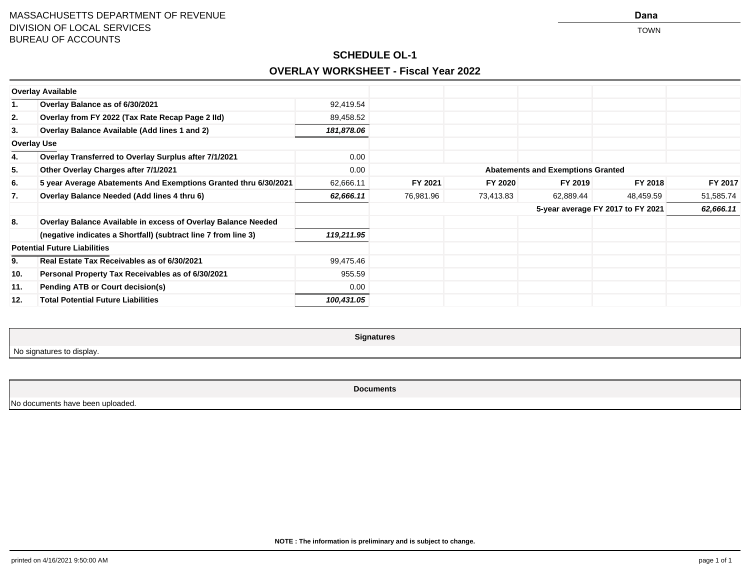MASSACHUSETTS DEPARTMENT OF REVENUE
DIVISION OF LOCAL SERVICES
BUREAU OF ACCOUNTS

**Dana**
TOWN

## SCHEDULE OL-1

## OVERLAY WORKSHEET - Fiscal Year 2022

| | | | | | | | |
|---|---|---|---|---|---|---|---|
| **Overlay Available** | | | | | | | |
| **1.** | **Overlay Balance as of 6/30/2021** | 92,419.54 | | | | | |
| **2.** | **Overlay from FY 2022 (Tax Rate Recap Page 2 IId)** | 89,458.52 | | | | | |
| **3.** | **Overlay Balance Available (Add lines 1 and 2)** | ***181,878.06*** | | | | | |
| **Overlay Use** | | | | | | | |
| **4.** | **Overlay Transferred to Overlay Surplus after 7/1/2021** | 0.00 | | | | | |
| **5.** | **Other Overlay Charges after 7/1/2021** | 0.00 | **Abatements and Exemptions Granted** | | | | |
| **6.** | **5 year Average Abatements And Exemptions Granted thru 6/30/2021** | 62,666.11 | **FY 2021** | **FY 2020** | **FY 2019** | **FY 2018** | **FY 2017** |
| **7.** | **Overlay Balance Needed (Add lines 4 thru 6)** | ***62,666.11*** | 76,981.96 | 73,413.83 | 62,889.44 | 48,459.59 | 51,585.74 |
| | | | **5-year average FY 2017 to FY 2021** | | | | ***62,666.11*** |
| **8.** | **Overlay Balance Available in excess of Overlay Balance Needed** | | | | | | |
| | **(negative indicates a Shortfall) (subtract line 7 from line 3)** | ***119,211.95*** | | | | | |
| **Potential Future Liabilities** | | | | | | | |
| **9.** | **Real Estate Tax Receivables as of 6/30/2021** | 99,475.46 | | | | | |
| **10.** | **Personal Property Tax Receivables as of 6/30/2021** | 955.59 | | | | | |
| **11.** | **Pending ATB or Court decision(s)** | 0.00 | | | | | |
| **12.** | **Total Potential Future Liabilities** | ***100,431.05*** | | | | | |

| **Signatures** |
|---|
| No signatures to display. |

| **Documents** |
|---|
| No documents have been uploaded. |

**NOTE : The information is preliminary and is subject to change.**

printed on 4/16/2021 9:50:00 AM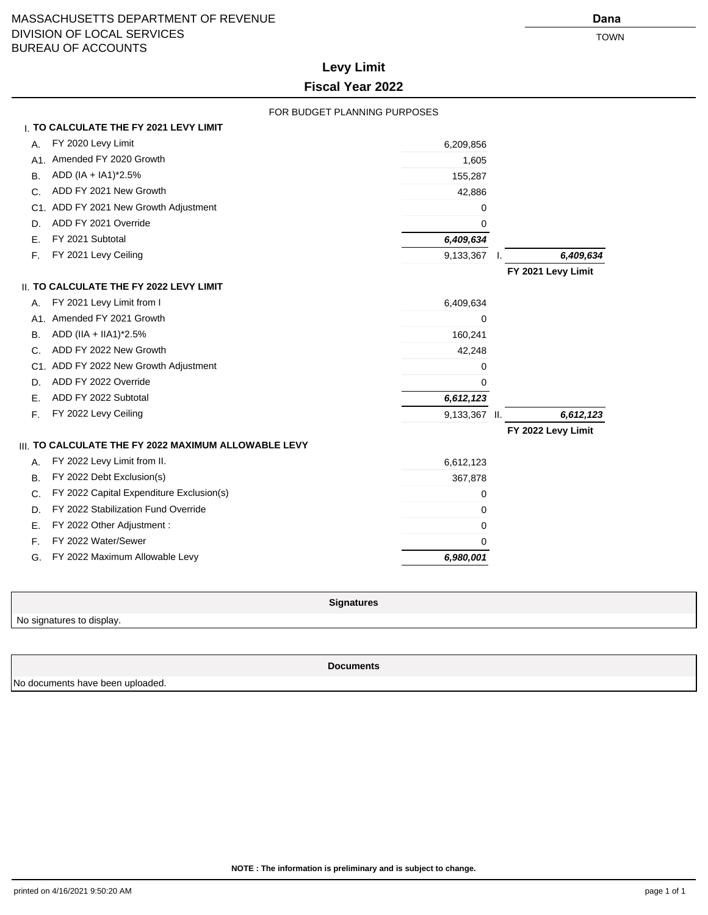MASSACHUSETTS DEPARTMENT OF REVENUE
DIVISION OF LOCAL SERVICES
BUREAU OF ACCOUNTS

**Dana**
TOWN

# Levy Limit

## Fiscal Year 2022

FOR BUDGET PLANNING PURPOSES

### I. TO CALCULATE THE FY 2021 LEVY LIMIT

| | | | |
|---|---|---|---|
| A. | FY 2020 Levy Limit | 6,209,856 | |
| A1. | Amended FY 2020 Growth | 1,605 | |
| B. | ADD (IA + IA1)*2.5% | 155,287 | |
| C. | ADD FY 2021 New Growth | 42,886 | |
| C1. | ADD FY 2021 New Growth Adjustment | 0 | |
| D. | ADD FY 2021 Override | 0 | |
| E. | FY 2021 Subtotal | ***6,409,634*** | |
| F. | FY 2021 Levy Ceiling | 9,133,367 | I. ***6,409,634*** |
| | | | **FY 2021 Levy Limit** |

### II. TO CALCULATE THE FY 2022 LEVY LIMIT

| | | | |
|---|---|---|---|
| A. | FY 2021 Levy Limit from I | 6,409,634 | |
| A1. | Amended FY 2021 Growth | 0 | |
| B. | ADD (IIA + IIA1)*2.5% | 160,241 | |
| C. | ADD FY 2022 New Growth | 42,248 | |
| C1. | ADD FY 2022 New Growth Adjustment | 0 | |
| D. | ADD FY 2022 Override | 0 | |
| E. | ADD FY 2022 Subtotal | ***6,612,123*** | |
| F. | FY 2022 Levy Ceiling | 9,133,367 | II. ***6,612,123*** |
| | | | **FY 2022 Levy Limit** |

### III. TO CALCULATE THE FY 2022 MAXIMUM ALLOWABLE LEVY

| | | |
|---|---|---|
| A. | FY 2022 Levy Limit from II. | 6,612,123 |
| B. | FY 2022 Debt Exclusion(s) | 367,878 |
| C. | FY 2022 Capital Expenditure Exclusion(s) | 0 |
| D. | FY 2022 Stabilization Fund Override | 0 |
| E. | FY 2022 Other Adjustment : | 0 |
| F. | FY 2022 Water/Sewer | 0 |
| G. | FY 2022 Maximum Allowable Levy | ***6,980,001*** |

| **Signatures** |
|---|
| No signatures to display. |

| **Documents** |
|---|
| No documents have been uploaded. |

**NOTE : The information is preliminary and is subject to change.**

printed on 4/16/2021 9:50:20 AM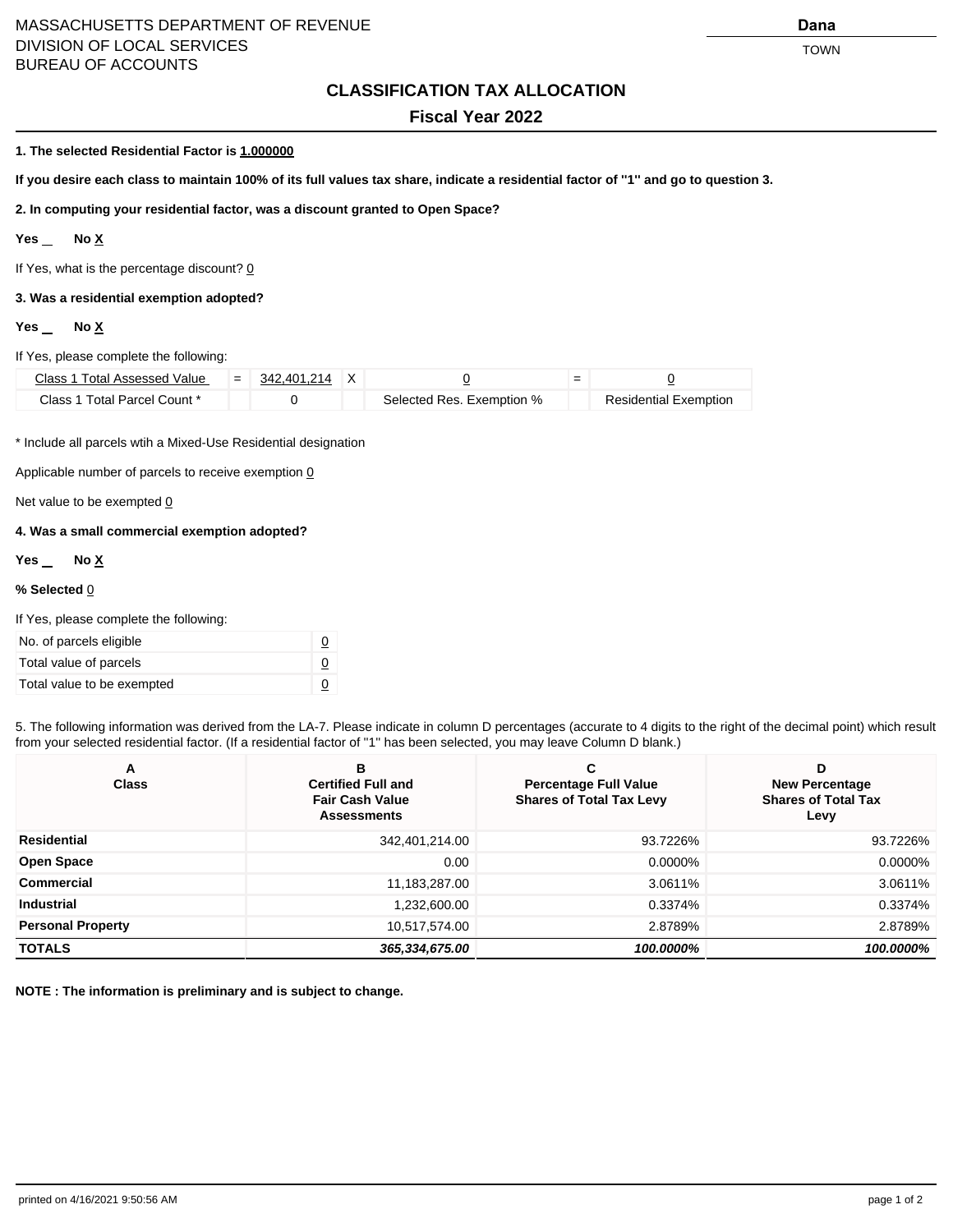MASSACHUSETTS DEPARTMENT OF REVENUE
DIVISION OF LOCAL SERVICES
BUREAU OF ACCOUNTS

**Dana**
TOWN

## CLASSIFICATION TAX ALLOCATION

### Fiscal Year 2022

**1. The selected Residential Factor is 1.000000**

**If you desire each class to maintain 100% of its full values tax share, indicate a residential factor of "1" and go to question 3.**

**2. In computing your residential factor, was a discount granted to Open Space?**

**Yes __ No X**

If Yes, what is the percentage discount? 0

**3. Was a residential exemption adopted?**

**Yes __ No X**

If Yes, please complete the following:

| Class 1 Total Assessed Value | = | 342,401,214 | X | 0 | = | 0 |
|---|---|---|---|---|---|---|
| Class 1 Total Parcel Count * | | 0 | | Selected Res. Exemption % | | Residential Exemption |

* Include all parcels wtih a Mixed-Use Residential designation

Applicable number of parcels to receive exemption 0

Net value to be exempted 0

**4. Was a small commercial exemption adopted?**

**Yes __ No X**

**% Selected** 0

If Yes, please complete the following:

| | |
|---|---|
| No. of parcels eligible | 0 |
| Total value of parcels | 0 |
| Total value to be exempted | 0 |

5. The following information was derived from the LA-7. Please indicate in column D percentages (accurate to 4 digits to the right of the decimal point) which result from your selected residential factor. (If a residential factor of "1" has been selected, you may leave Column D blank.)

| A Class | B Certified Full and Fair Cash Value Assessments | C Percentage Full Value Shares of Total Tax Levy | D New Percentage Shares of Total Tax Levy |
|---|---|---|---|
| **Residential** | 342,401,214.00 | 93.7226% | 93.7226% |
| **Open Space** | 0.00 | 0.0000% | 0.0000% |
| **Commercial** | 11,183,287.00 | 3.0611% | 3.0611% |
| **Industrial** | 1,232,600.00 | 0.3374% | 0.3374% |
| **Personal Property** | 10,517,574.00 | 2.8789% | 2.8789% |
| **TOTALS** | ***365,334,675.00*** | ***100.0000%*** | ***100.0000%*** |

**NOTE : The information is preliminary and is subject to change.**

printed on 4/16/2021 9:50:56 AM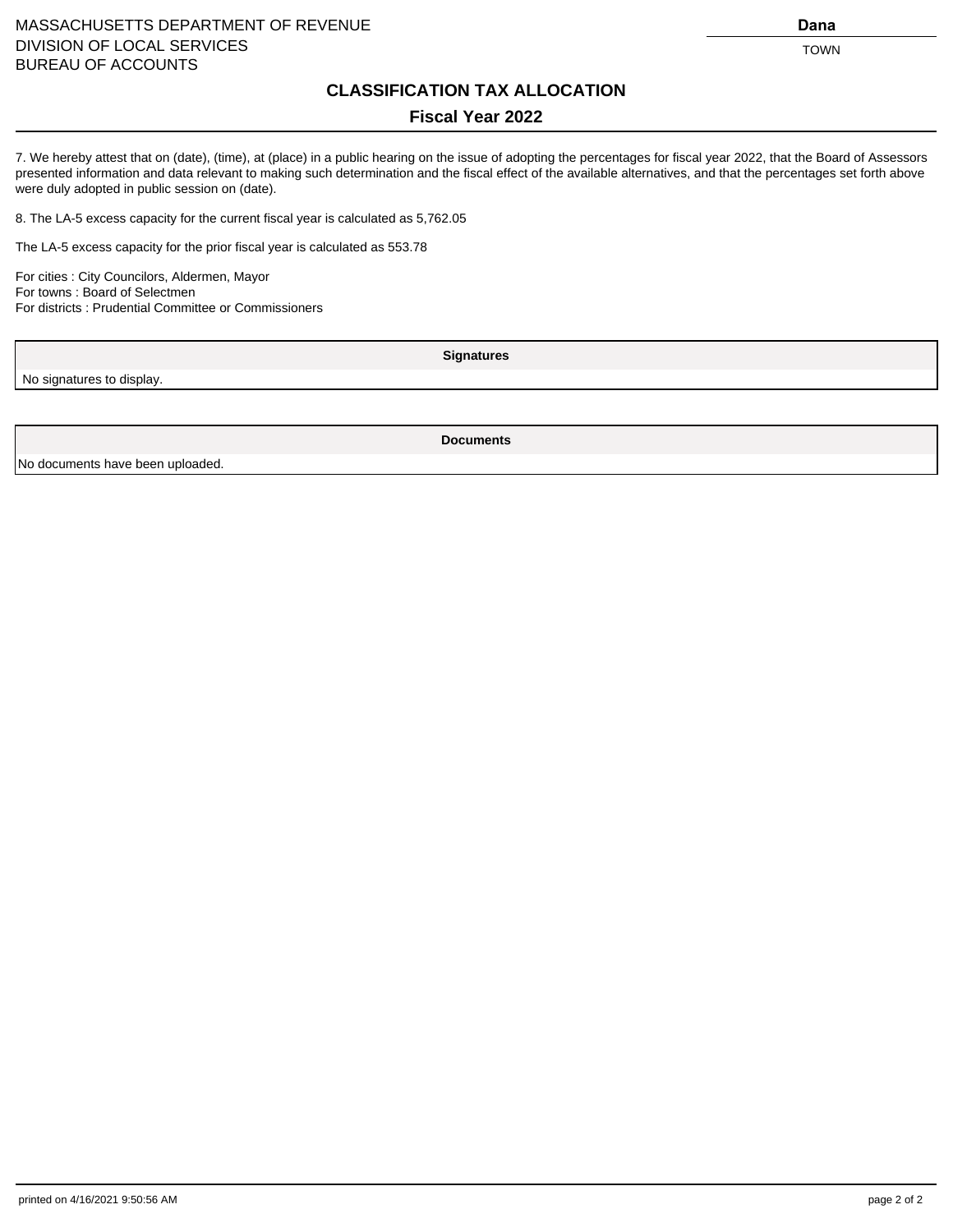MASSACHUSETTS DEPARTMENT OF REVENUE
DIVISION OF LOCAL SERVICES
BUREAU OF ACCOUNTS

**Dana**
TOWN

## CLASSIFICATION TAX ALLOCATION

### Fiscal Year 2022

7. We hereby attest that on (date), (time), at (place) in a public hearing on the issue of adopting the percentages for fiscal year 2022, that the Board of Assessors presented information and data relevant to making such determination and the fiscal effect of the available alternatives, and that the percentages set forth above were duly adopted in public session on (date).

8. The LA-5 excess capacity for the current fiscal year is calculated as 5,762.05

The LA-5 excess capacity for the prior fiscal year is calculated as 553.78

For cities : City Councilors, Aldermen, Mayor
For towns : Board of Selectmen
For districts : Prudential Committee or Commissioners

| Signatures |
| --- |
| No signatures to display. |

| Documents |
| --- |
| No documents have been uploaded. |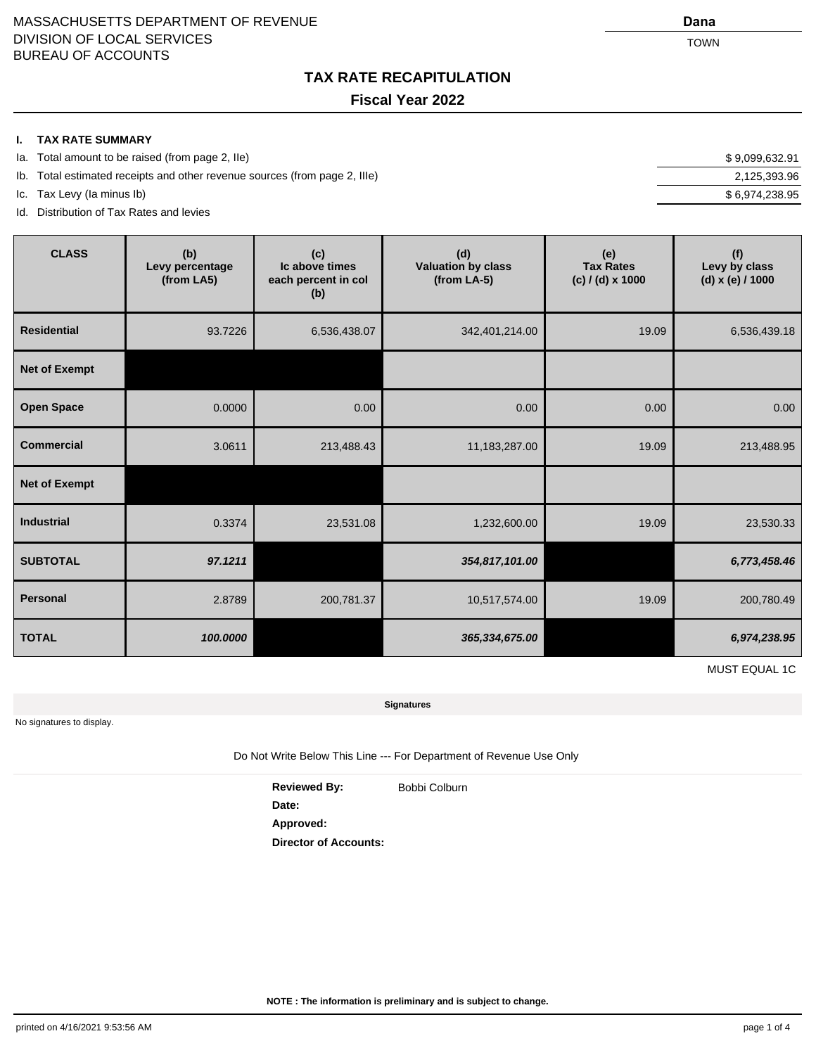MASSACHUSETTS DEPARTMENT OF REVENUE
DIVISION OF LOCAL SERVICES
BUREAU OF ACCOUNTS

**Dana**
TOWN

## TAX RATE RECAPITULATION

### Fiscal Year 2022

**I. TAX RATE SUMMARY**

| | | |
|---|---|---|
| Ia. | Total amount to be raised (from page 2, IIe) | $ 9,099,632.91 |
| Ib. | Total estimated receipts and other revenue sources (from page 2, IIIe) | 2,125,393.96 |
| Ic. | Tax Levy (Ia minus Ib) | $ 6,974,238.95 |
| Id. | Distribution of Tax Rates and levies | |

| CLASS | (b) Levy percentage (from LA5) | (c) Ic above times each percent in col (b) | (d) Valuation by class (from LA-5) | (e) Tax Rates (c) / (d) x 1000 | (f) Levy by class (d) x (e) / 1000 |
|---|---|---|---|---|---|
| **Residential** | 93.7226 | 6,536,438.07 | 342,401,214.00 | 19.09 | 6,536,439.18 |
| **Net of Exempt** | | | | | |
| **Open Space** | 0.0000 | 0.00 | 0.00 | 0.00 | 0.00 |
| **Commercial** | 3.0611 | 213,488.43 | 11,183,287.00 | 19.09 | 213,488.95 |
| **Net of Exempt** | | | | | |
| **Industrial** | 0.3374 | 23,531.08 | 1,232,600.00 | 19.09 | 23,530.33 |
| **SUBTOTAL** | ***97.1211*** | | ***354,817,101.00*** | | ***6,773,458.46*** |
| **Personal** | 2.8789 | 200,781.37 | 10,517,574.00 | 19.09 | 200,780.49 |
| **TOTAL** | ***100.0000*** | | ***365,334,675.00*** | | ***6,974,238.95*** |

MUST EQUAL 1C

**Signatures**

No signatures to display.

Do Not Write Below This Line --- For Department of Revenue Use Only

**Reviewed By:** Bobbi Colburn
**Date:**
**Approved:**
**Director of Accounts:**

**NOTE : The information is preliminary and is subject to change.**

printed on 4/16/2021 9:53:56 AM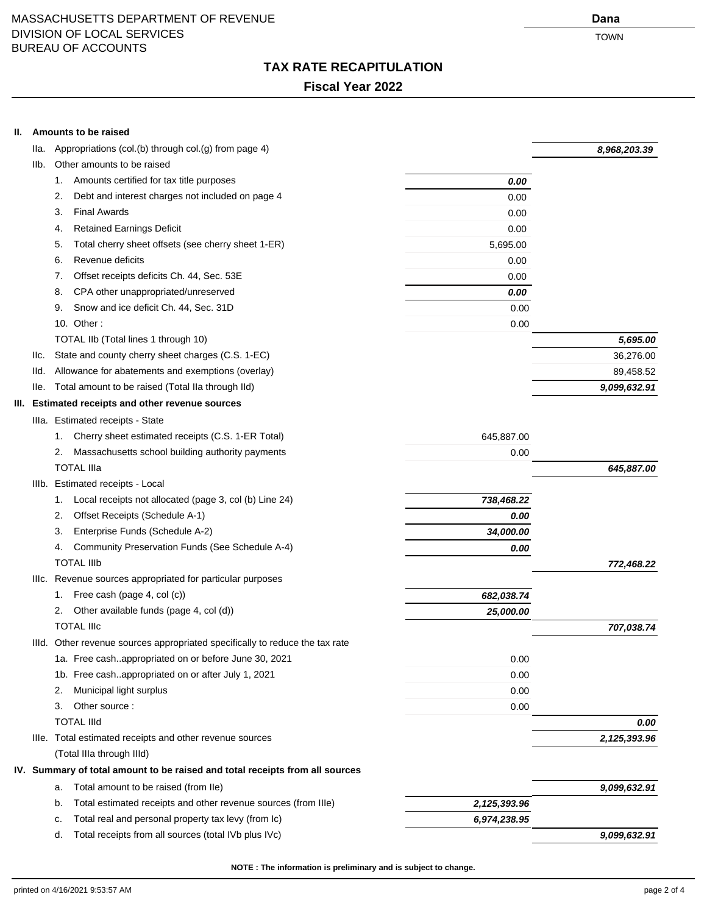MASSACHUSETTS DEPARTMENT OF REVENUE
DIVISION OF LOCAL SERVICES
BUREAU OF ACCOUNTS

**Dana**
TOWN

# TAX RATE RECAPITULATION

## Fiscal Year 2022

| | | |
|---|---|---|
| **II. Amounts to be raised** | | |
| IIa. Appropriations (col.(b) through col.(g) from page 4) | | ***8,968,203.39*** |
| IIb. Other amounts to be raised | | |
| 1. Amounts certified for tax title purposes | ***0.00*** | |
| 2. Debt and interest charges not included on page 4 | 0.00 | |
| 3. Final Awards | 0.00 | |
| 4. Retained Earnings Deficit | 0.00 | |
| 5. Total cherry sheet offsets (see cherry sheet 1-ER) | 5,695.00 | |
| 6. Revenue deficits | 0.00 | |
| 7. Offset receipts deficits Ch. 44, Sec. 53E | 0.00 | |
| 8. CPA other unappropriated/unreserved | ***0.00*** | |
| 9. Snow and ice deficit Ch. 44, Sec. 31D | 0.00 | |
| 10. Other : | 0.00 | |
| TOTAL IIb (Total lines 1 through 10) | | ***5,695.00*** |
| IIc. State and county cherry sheet charges (C.S. 1-EC) | | 36,276.00 |
| IId. Allowance for abatements and exemptions (overlay) | | 89,458.52 |
| IIe. Total amount to be raised (Total IIa through IId) | | ***9,099,632.91*** |
| **III. Estimated receipts and other revenue sources** | | |
| IIIa. Estimated receipts - State | | |
| 1. Cherry sheet estimated receipts (C.S. 1-ER Total) | 645,887.00 | |
| 2. Massachusetts school building authority payments | 0.00 | |
| TOTAL IIIa | | ***645,887.00*** |
| IIIb. Estimated receipts - Local | | |
| 1. Local receipts not allocated (page 3, col (b) Line 24) | ***738,468.22*** | |
| 2. Offset Receipts (Schedule A-1) | ***0.00*** | |
| 3. Enterprise Funds (Schedule A-2) | ***34,000.00*** | |
| 4. Community Preservation Funds (See Schedule A-4) | ***0.00*** | |
| TOTAL IIIb | | ***772,468.22*** |
| IIIc. Revenue sources appropriated for particular purposes | | |
| 1. Free cash (page 4, col (c)) | ***682,038.74*** | |
| 2. Other available funds (page 4, col (d)) | ***25,000.00*** | |
| TOTAL IIIc | | ***707,038.74*** |
| IIId. Other revenue sources appropriated specifically to reduce the tax rate | | |
| 1a. Free cash..appropriated on or before June 30, 2021 | 0.00 | |
| 1b. Free cash..appropriated on or after July 1, 2021 | 0.00 | |
| 2. Municipal light surplus | 0.00 | |
| 3. Other source : | 0.00 | |
| TOTAL IIId | | ***0.00*** |
| IIIe. Total estimated receipts and other revenue sources (Total IIIa through IIId) | | ***2,125,393.96*** |
| **IV. Summary of total amount to be raised and total receipts from all sources** | | |
| a. Total amount to be raised (from IIe) | | ***9,099,632.91*** |
| b. Total estimated receipts and other revenue sources (from IIIe) | ***2,125,393.96*** | |
| c. Total real and personal property tax levy (from Ic) | ***6,974,238.95*** | |
| d. Total receipts from all sources (total IVb plus IVc) | | ***9,099,632.91*** |

**NOTE : The information is preliminary and is subject to change.**

printed on 4/16/2021 9:53:57 AM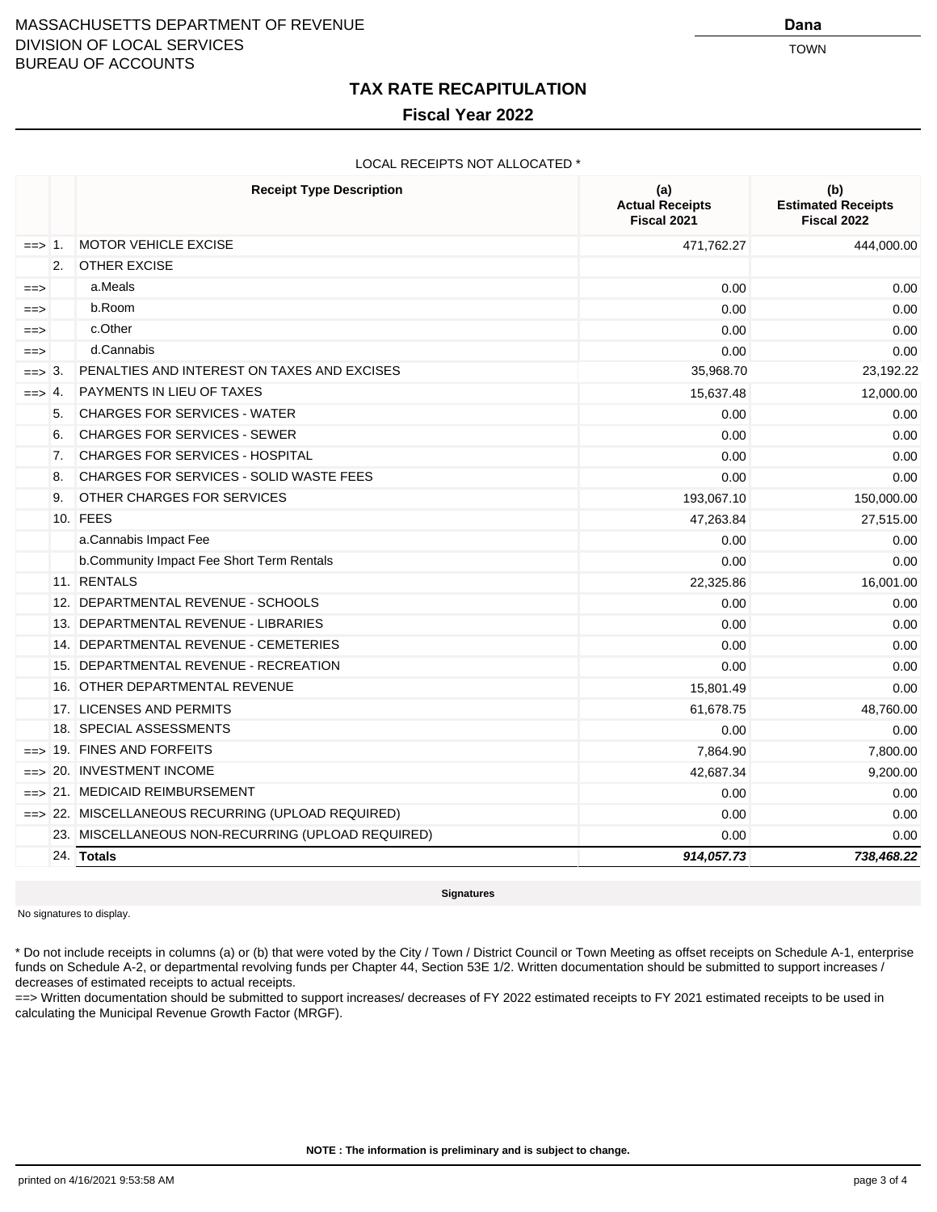MASSACHUSETTS DEPARTMENT OF REVENUE
DIVISION OF LOCAL SERVICES
BUREAU OF ACCOUNTS

**Dana**
TOWN

# TAX RATE RECAPITULATION

## Fiscal Year 2022

LOCAL RECEIPTS NOT ALLOCATED *

| | | Receipt Type Description | (a) Actual Receipts Fiscal 2021 | (b) Estimated Receipts Fiscal 2022 |
|---|---|---|---|---|
| ==> | 1. | MOTOR VEHICLE EXCISE | 471,762.27 | 444,000.00 |
| | 2. | OTHER EXCISE | | |
| ==> | | a.Meals | 0.00 | 0.00 |
| ==> | | b.Room | 0.00 | 0.00 |
| ==> | | c.Other | 0.00 | 0.00 |
| ==> | | d.Cannabis | 0.00 | 0.00 |
| ==> | 3. | PENALTIES AND INTEREST ON TAXES AND EXCISES | 35,968.70 | 23,192.22 |
| ==> | 4. | PAYMENTS IN LIEU OF TAXES | 15,637.48 | 12,000.00 |
| | 5. | CHARGES FOR SERVICES - WATER | 0.00 | 0.00 |
| | 6. | CHARGES FOR SERVICES - SEWER | 0.00 | 0.00 |
| | 7. | CHARGES FOR SERVICES - HOSPITAL | 0.00 | 0.00 |
| | 8. | CHARGES FOR SERVICES - SOLID WASTE FEES | 0.00 | 0.00 |
| | 9. | OTHER CHARGES FOR SERVICES | 193,067.10 | 150,000.00 |
| | 10. | FEES | 47,263.84 | 27,515.00 |
| | | a.Cannabis Impact Fee | 0.00 | 0.00 |
| | | b.Community Impact Fee Short Term Rentals | 0.00 | 0.00 |
| | 11. | RENTALS | 22,325.86 | 16,001.00 |
| | 12. | DEPARTMENTAL REVENUE - SCHOOLS | 0.00 | 0.00 |
| | 13. | DEPARTMENTAL REVENUE - LIBRARIES | 0.00 | 0.00 |
| | 14. | DEPARTMENTAL REVENUE - CEMETERIES | 0.00 | 0.00 |
| | 15. | DEPARTMENTAL REVENUE - RECREATION | 0.00 | 0.00 |
| | 16. | OTHER DEPARTMENTAL REVENUE | 15,801.49 | 0.00 |
| | 17. | LICENSES AND PERMITS | 61,678.75 | 48,760.00 |
| | 18. | SPECIAL ASSESSMENTS | 0.00 | 0.00 |
| ==> | 19. | FINES AND FORFEITS | 7,864.90 | 7,800.00 |
| ==> | 20. | INVESTMENT INCOME | 42,687.34 | 9,200.00 |
| ==> | 21. | MEDICAID REIMBURSEMENT | 0.00 | 0.00 |
| ==> | 22. | MISCELLANEOUS RECURRING (UPLOAD REQUIRED) | 0.00 | 0.00 |
| | 23. | MISCELLANEOUS NON-RECURRING (UPLOAD REQUIRED) | 0.00 | 0.00 |
| | 24. | **Totals** | ***914,057.73*** | ***738,468.22*** |

**Signatures**

No signatures to display.

* Do not include receipts in columns (a) or (b) that were voted by the City / Town / District Council or Town Meeting as offset receipts on Schedule A-1, enterprise funds on Schedule A-2, or departmental revolving funds per Chapter 44, Section 53E 1/2. Written documentation should be submitted to support increases / decreases of estimated receipts to actual receipts.

==> Written documentation should be submitted to support increases/ decreases of FY 2022 estimated receipts to FY 2021 estimated receipts to be used in calculating the Municipal Revenue Growth Factor (MRGF).

**NOTE : The information is preliminary and is subject to change.**

printed on 4/16/2021 9:53:58 AM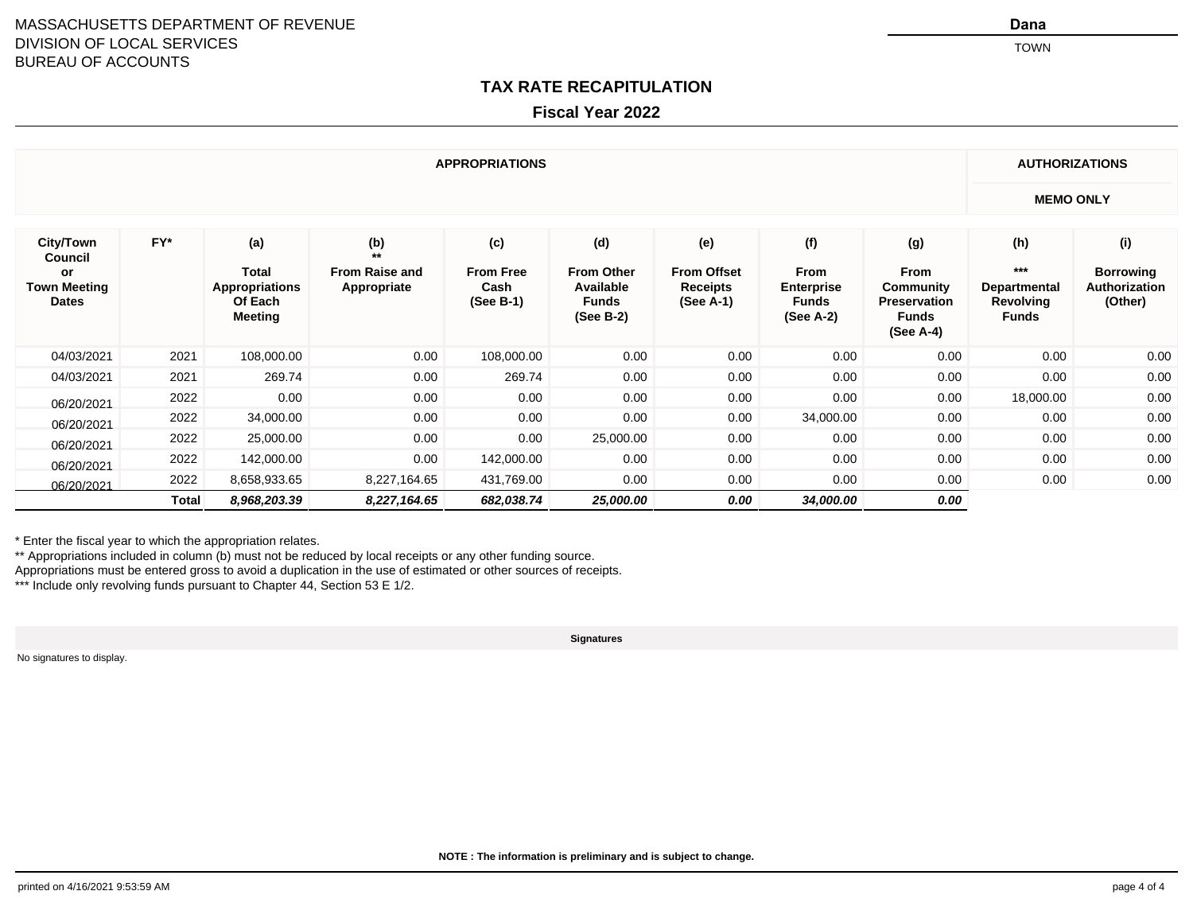MASSACHUSETTS DEPARTMENT OF REVENUE
DIVISION OF LOCAL SERVICES
BUREAU OF ACCOUNTS

**Dana**
TOWN

# TAX RATE RECAPITULATION

## Fiscal Year 2022

| City/Town Council or Town Meeting Dates | FY* | (a) Total Appropriations Of Each Meeting | (b) ** From Raise and Appropriate | (c) From Free Cash (See B-1) | (d) From Other Available Funds (See B-2) | (e) From Offset Receipts (See A-1) | (f) From Enterprise Funds (See A-2) | (g) From Community Preservation Funds (See A-4) | (h) *** Departmental Revolving Funds | (i) Borrowing Authorization (Other) |
|---|---|---|---|---|---|---|---|---|---|---|
| | | **APPROPRIATIONS** | | | | | | | **AUTHORIZATIONS MEMO ONLY** | |
| 04/03/2021 | 2021 | 108,000.00 | 0.00 | 108,000.00 | 0.00 | 0.00 | 0.00 | 0.00 | 0.00 | 0.00 |
| 04/03/2021 | 2021 | 269.74 | 0.00 | 269.74 | 0.00 | 0.00 | 0.00 | 0.00 | 0.00 | 0.00 |
| 06/20/2021 | 2022 | 0.00 | 0.00 | 0.00 | 0.00 | 0.00 | 0.00 | 0.00 | 18,000.00 | 0.00 |
| 06/20/2021 | 2022 | 34,000.00 | 0.00 | 0.00 | 0.00 | 0.00 | 34,000.00 | 0.00 | 0.00 | 0.00 |
| 06/20/2021 | 2022 | 25,000.00 | 0.00 | 0.00 | 25,000.00 | 0.00 | 0.00 | 0.00 | 0.00 | 0.00 |
| 06/20/2021 | 2022 | 142,000.00 | 0.00 | 142,000.00 | 0.00 | 0.00 | 0.00 | 0.00 | 0.00 | 0.00 |
| 06/20/2021 | 2022 | 8,658,933.65 | 8,227,164.65 | 431,769.00 | 0.00 | 0.00 | 0.00 | 0.00 | 0.00 | 0.00 |
| | **Total** | ***8,968,203.39*** | ***8,227,164.65*** | ***682,038.74*** | ***25,000.00*** | ***0.00*** | ***34,000.00*** | ***0.00*** | | |

* Enter the fiscal year to which the appropriation relates.
** Appropriations included in column (b) must not be reduced by local receipts or any other funding source.
Appropriations must be entered gross to avoid a duplication in the use of estimated or other sources of receipts.
*** Include only revolving funds pursuant to Chapter 44, Section 53 E 1/2.

**Signatures**

No signatures to display.

**NOTE : The information is preliminary and is subject to change.**

printed on 4/16/2021 9:53:59 AM